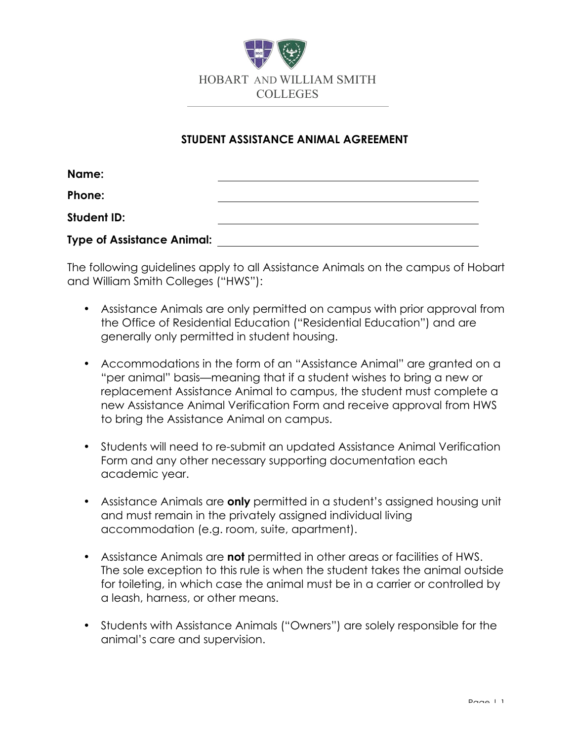HOBART AND WILLIAM SMITH COLLEGES

# STUDENT ASSISTANCE ANIMAL AGREEMENT

**Name:** ______________________________

**Phone:** ______________________________

**Student ID:** ______________________________

**Type of Assistance Animal:** ______________________________

The following guidelines apply to all Assistance Animals on the campus of Hobart and William Smith Colleges ("HWS"):

- Assistance Animals are only permitted on campus with prior approval from the Office of Residential Education ("Residential Education") and are generally only permitted in student housing.
- Accommodations in the form of an "Assistance Animal" are granted on a "per animal" basis—meaning that if a student wishes to bring a new or replacement Assistance Animal to campus, the student must complete a new Assistance Animal Verification Form and receive approval from HWS to bring the Assistance Animal on campus.
- Students will need to re-submit an updated Assistance Animal Verification Form and any other necessary supporting documentation each academic year.
- Assistance Animals are **only** permitted in a student's assigned housing unit and must remain in the privately assigned individual living accommodation (e.g. room, suite, apartment).
- Assistance Animals are **not** permitted in other areas or facilities of HWS. The sole exception to this rule is when the student takes the animal outside for toileting, in which case the animal must be in a carrier or controlled by a leash, harness, or other means.
- Students with Assistance Animals ("Owners") are solely responsible for the animal's care and supervision.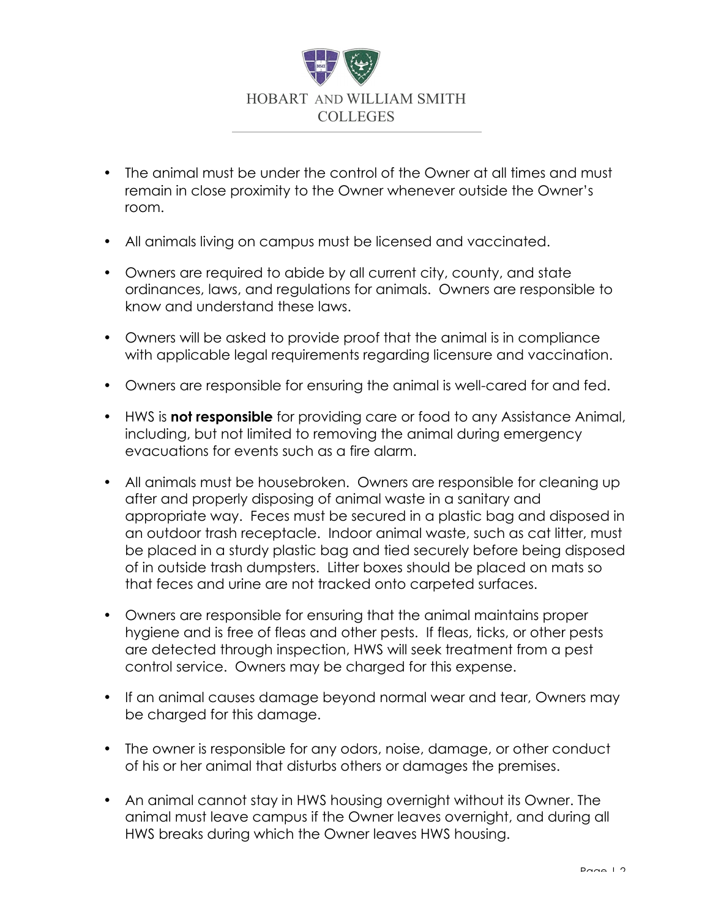- The animal must be under the control of the Owner at all times and must remain in close proximity to the Owner whenever outside the Owner's room.

- All animals living on campus must be licensed and vaccinated.

- Owners are required to abide by all current city, county, and state ordinances, laws, and regulations for animals. Owners are responsible to know and understand these laws.

- Owners will be asked to provide proof that the animal is in compliance with applicable legal requirements regarding licensure and vaccination.

- Owners are responsible for ensuring the animal is well-cared for and fed.

- HWS is **not responsible** for providing care or food to any Assistance Animal, including, but not limited to removing the animal during emergency evacuations for events such as a fire alarm.

- All animals must be housebroken. Owners are responsible for cleaning up after and properly disposing of animal waste in a sanitary and appropriate way. Feces must be secured in a plastic bag and disposed in an outdoor trash receptacle. Indoor animal waste, such as cat litter, must be placed in a sturdy plastic bag and tied securely before being disposed of in outside trash dumpsters. Litter boxes should be placed on mats so that feces and urine are not tracked onto carpeted surfaces.

- Owners are responsible for ensuring that the animal maintains proper hygiene and is free of fleas and other pests. If fleas, ticks, or other pests are detected through inspection, HWS will seek treatment from a pest control service. Owners may be charged for this expense.

- If an animal causes damage beyond normal wear and tear, Owners may be charged for this damage.

- The owner is responsible for any odors, noise, damage, or other conduct of his or her animal that disturbs others or damages the premises.

- An animal cannot stay in HWS housing overnight without its Owner. The animal must leave campus if the Owner leaves overnight, and during all HWS breaks during which the Owner leaves HWS housing.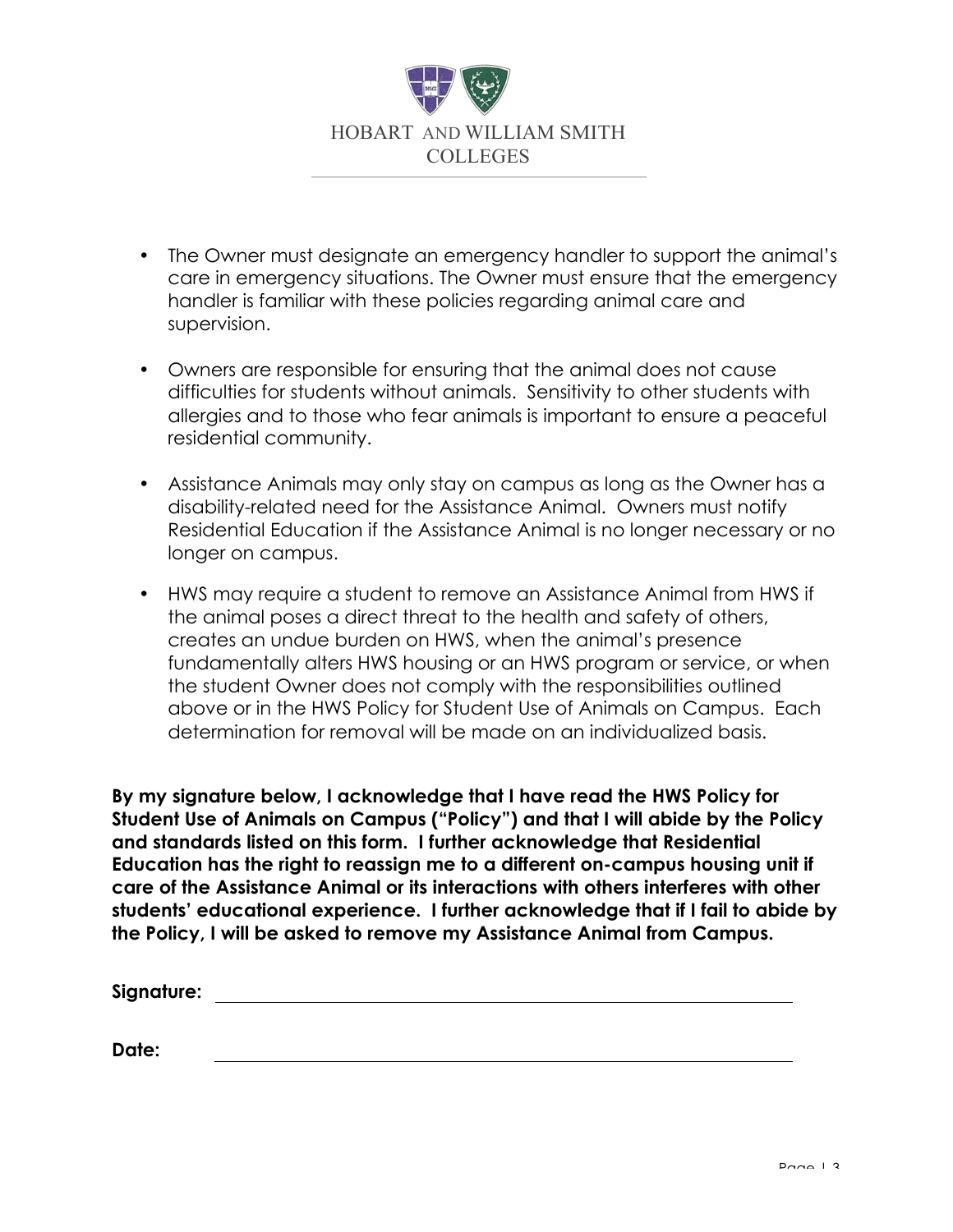- The Owner must designate an emergency handler to support the animal's care in emergency situations. The Owner must ensure that the emergency handler is familiar with these policies regarding animal care and supervision.

- Owners are responsible for ensuring that the animal does not cause difficulties for students without animals. Sensitivity to other students with allergies and to those who fear animals is important to ensure a peaceful residential community.

- Assistance Animals may only stay on campus as long as the Owner has a disability-related need for the Assistance Animal. Owners must notify Residential Education if the Assistance Animal is no longer necessary or no longer on campus.

- HWS may require a student to remove an Assistance Animal from HWS if the animal poses a direct threat to the health and safety of others, creates an undue burden on HWS, when the animal's presence fundamentally alters HWS housing or an HWS program or service, or when the student Owner does not comply with the responsibilities outlined above or in the HWS Policy for Student Use of Animals on Campus. Each determination for removal will be made on an individualized basis.

**By my signature below, I acknowledge that I have read the HWS Policy for Student Use of Animals on Campus ("Policy") and that I will abide by the Policy and standards listed on this form. I further acknowledge that Residential Education has the right to reassign me to a different on-campus housing unit if care of the Assistance Animal or its interactions with others interferes with other students' educational experience. I further acknowledge that if I fail to abide by the Policy, I will be asked to remove my Assistance Animal from Campus.**

**Signature:** ______________________________________________

**Date:** ______________________________________________